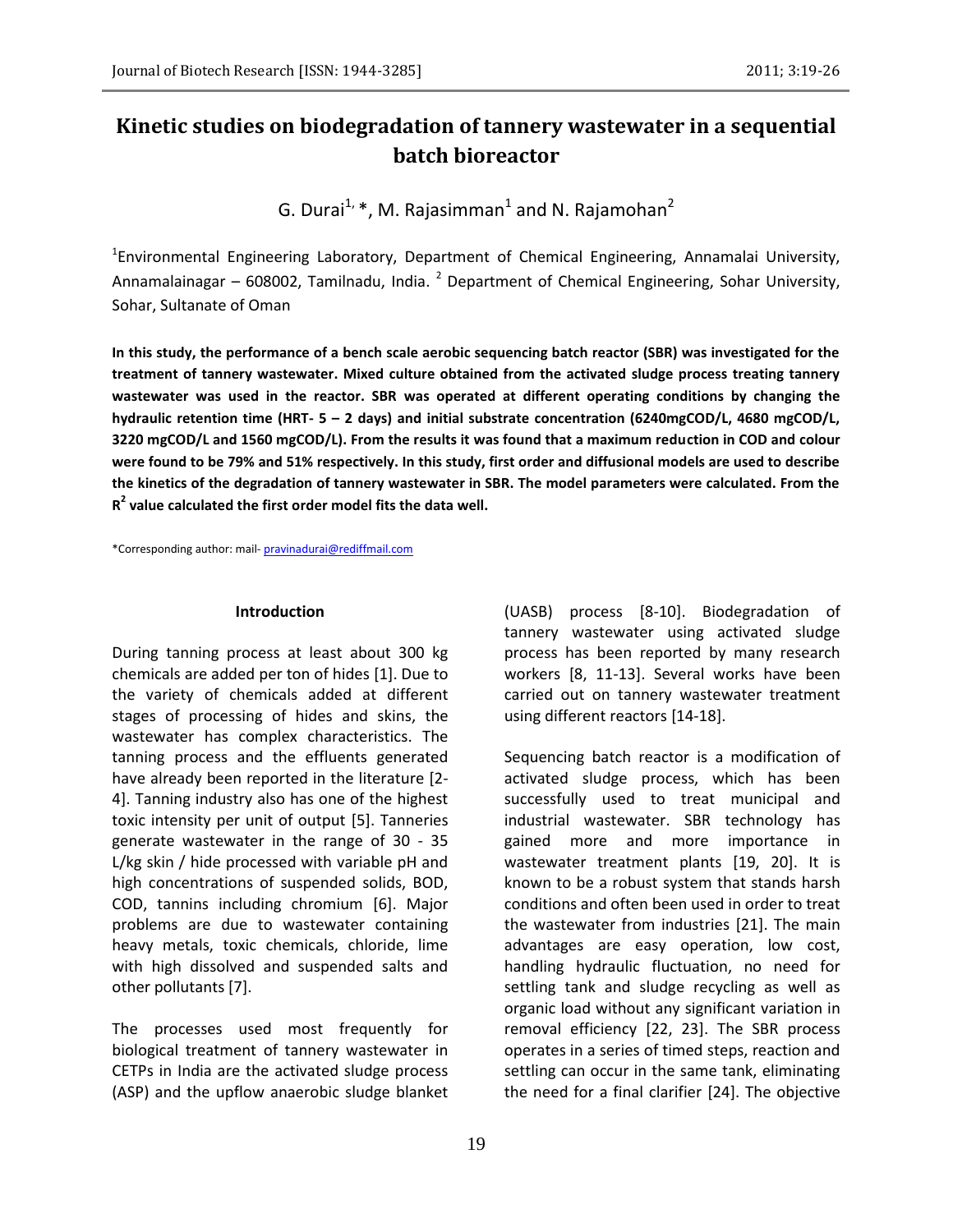# Kinetic studies on biodegradation of tannery wastewater in a sequential batch bioreactor

G. Durai[1,*], M. Rajasimman[1] and N. Rajamohan[2]

[1]Environmental Engineering Laboratory, Department of Chemical Engineering, Annamalai University, Annamalainagar – 608002, Tamilnadu, India. [2] Department of Chemical Engineering, Sohar University, Sohar, Sultanate of Oman

**In this study, the performance of a bench scale aerobic sequencing batch reactor (SBR) was investigated for the treatment of tannery wastewater. Mixed culture obtained from the activated sludge process treating tannery wastewater was used in the reactor. SBR was operated at different operating conditions by changing the hydraulic retention time (HRT- 5 – 2 days) and initial substrate concentration (6240mgCOD/L, 4680 mgCOD/L, 3220 mgCOD/L and 1560 mgCOD/L). From the results it was found that a maximum reduction in COD and colour were found to be 79% and 51% respectively. In this study, first order and diffusional models are used to describe the kinetics of the degradation of tannery wastewater in SBR. The model parameters were calculated. From the $R^2$ value calculated the first order model fits the data well.**

*Corresponding author: mail- pravinadurai@rediffmail.com

## Introduction

During tanning process at least about 300 kg chemicals are added per ton of hides [1]. Due to the variety of chemicals added at different stages of processing of hides and skins, the wastewater has complex characteristics. The tanning process and the effluents generated have already been reported in the literature [2-4]. Tanning industry also has one of the highest toxic intensity per unit of output [5]. Tanneries generate wastewater in the range of 30 - 35 L/kg skin / hide processed with variable pH and high concentrations of suspended solids, BOD, COD, tannins including chromium [6]. Major problems are due to wastewater containing heavy metals, toxic chemicals, chloride, lime with high dissolved and suspended salts and other pollutants [7].

The processes used most frequently for biological treatment of tannery wastewater in CETPs in India are the activated sludge process (ASP) and the upflow anaerobic sludge blanket (UASB) process [8-10]. Biodegradation of tannery wastewater using activated sludge process has been reported by many research workers [8, 11-13]. Several works have been carried out on tannery wastewater treatment using different reactors [14-18].

Sequencing batch reactor is a modification of activated sludge process, which has been successfully used to treat municipal and industrial wastewater. SBR technology has gained more and more importance in wastewater treatment plants [19, 20]. It is known to be a robust system that stands harsh conditions and often been used in order to treat the wastewater from industries [21]. The main advantages are easy operation, low cost, handling hydraulic fluctuation, no need for settling tank and sludge recycling as well as organic load without any significant variation in removal efficiency [22, 23]. The SBR process operates in a series of timed steps, reaction and settling can occur in the same tank, eliminating the need for a final clarifier [24]. The objective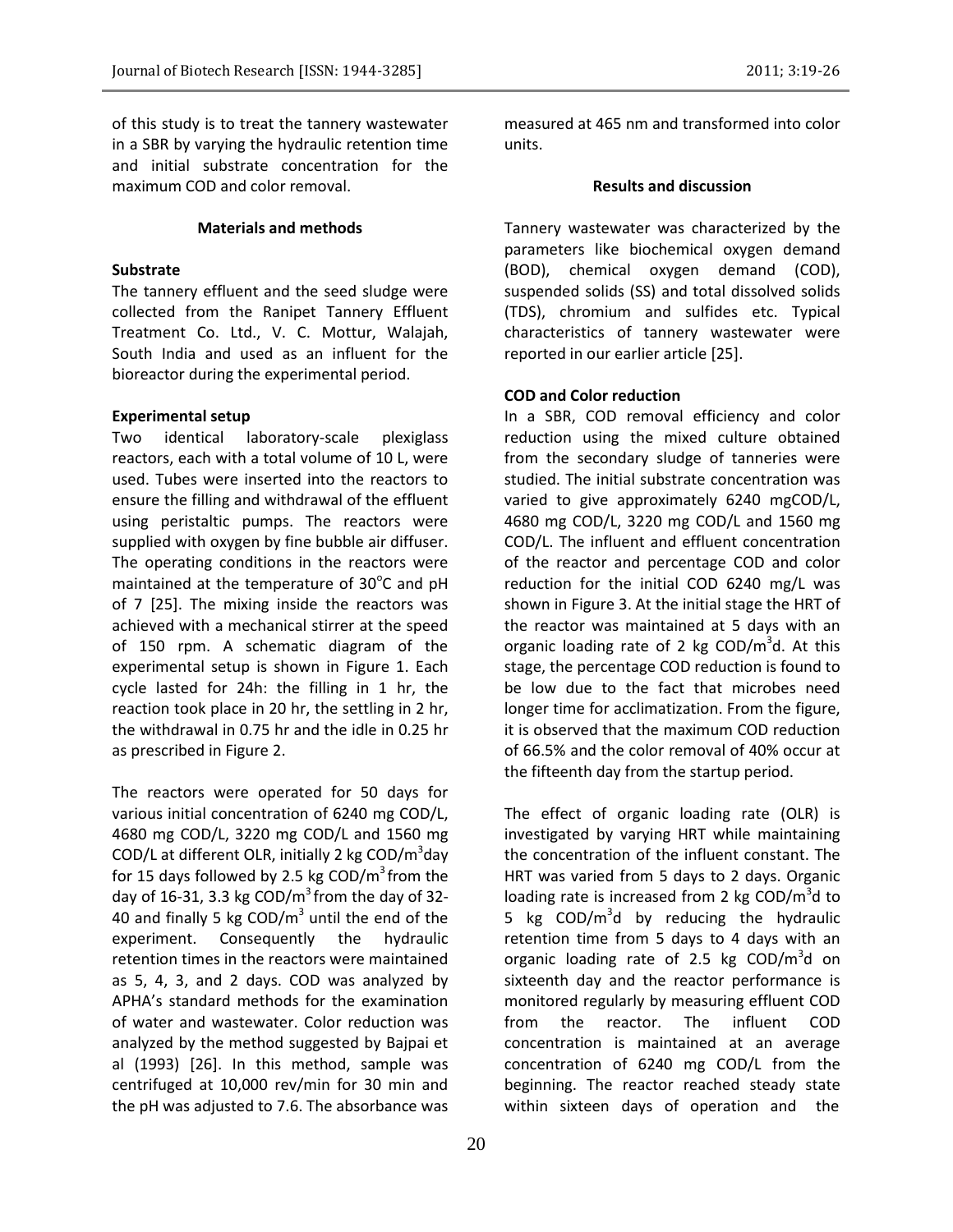of this study is to treat the tannery wastewater in a SBR by varying the hydraulic retention time and initial substrate concentration for the maximum COD and color removal.

## Materials and methods

### Substrate

The tannery effluent and the seed sludge were collected from the Ranipet Tannery Effluent Treatment Co. Ltd., V. C. Mottur, Walajah, South India and used as an influent for the bioreactor during the experimental period.

### Experimental setup

Two identical laboratory-scale plexiglass reactors, each with a total volume of 10 L, were used. Tubes were inserted into the reactors to ensure the filling and withdrawal of the effluent using peristaltic pumps. The reactors were supplied with oxygen by fine bubble air diffuser. The operating conditions in the reactors were maintained at the temperature of 30$^{o}$C and pH of 7 [25]. The mixing inside the reactors was achieved with a mechanical stirrer at the speed of 150 rpm. A schematic diagram of the experimental setup is shown in Figure 1. Each cycle lasted for 24h: the filling in 1 hr, the reaction took place in 20 hr, the settling in 2 hr, the withdrawal in 0.75 hr and the idle in 0.25 hr as prescribed in Figure 2.

The reactors were operated for 50 days for various initial concentration of 6240 mg COD/L, 4680 mg COD/L, 3220 mg COD/L and 1560 mg COD/L at different OLR, initially 2 kg COD/m$^3$day for 15 days followed by 2.5 kg COD/m$^3$ from the day of 16-31, 3.3 kg COD/m$^3$ from the day of 32-40 and finally 5 kg COD/m$^3$ until the end of the experiment. Consequently the hydraulic retention times in the reactors were maintained as 5, 4, 3, and 2 days. COD was analyzed by APHA's standard methods for the examination of water and wastewater. Color reduction was analyzed by the method suggested by Bajpai et al (1993) [26]. In this method, sample was centrifuged at 10,000 rev/min for 30 min and the pH was adjusted to 7.6. The absorbance was measured at 465 nm and transformed into color units.

## Results and discussion

Tannery wastewater was characterized by the parameters like biochemical oxygen demand (BOD), chemical oxygen demand (COD), suspended solids (SS) and total dissolved solids (TDS), chromium and sulfides etc. Typical characteristics of tannery wastewater were reported in our earlier article [25].

### COD and Color reduction

In a SBR, COD removal efficiency and color reduction using the mixed culture obtained from the secondary sludge of tanneries were studied. The initial substrate concentration was varied to give approximately 6240 mgCOD/L, 4680 mg COD/L, 3220 mg COD/L and 1560 mg COD/L. The influent and effluent concentration of the reactor and percentage COD and color reduction for the initial COD 6240 mg/L was shown in Figure 3. At the initial stage the HRT of the reactor was maintained at 5 days with an organic loading rate of 2 kg COD/m$^3$d. At this stage, the percentage COD reduction is found to be low due to the fact that microbes need longer time for acclimatization. From the figure, it is observed that the maximum COD reduction of 66.5% and the color removal of 40% occur at the fifteenth day from the startup period.

The effect of organic loading rate (OLR) is investigated by varying HRT while maintaining the concentration of the influent constant. The HRT was varied from 5 days to 2 days. Organic loading rate is increased from 2 kg COD/m$^3$d to 5 kg COD/m$^3$d by reducing the hydraulic retention time from 5 days to 4 days with an organic loading rate of 2.5 kg COD/m$^3$d on sixteenth day and the reactor performance is monitored regularly by measuring effluent COD from the reactor. The influent COD concentration is maintained at an average concentration of 6240 mg COD/L from the beginning. The reactor reached steady state within sixteen days of operation and the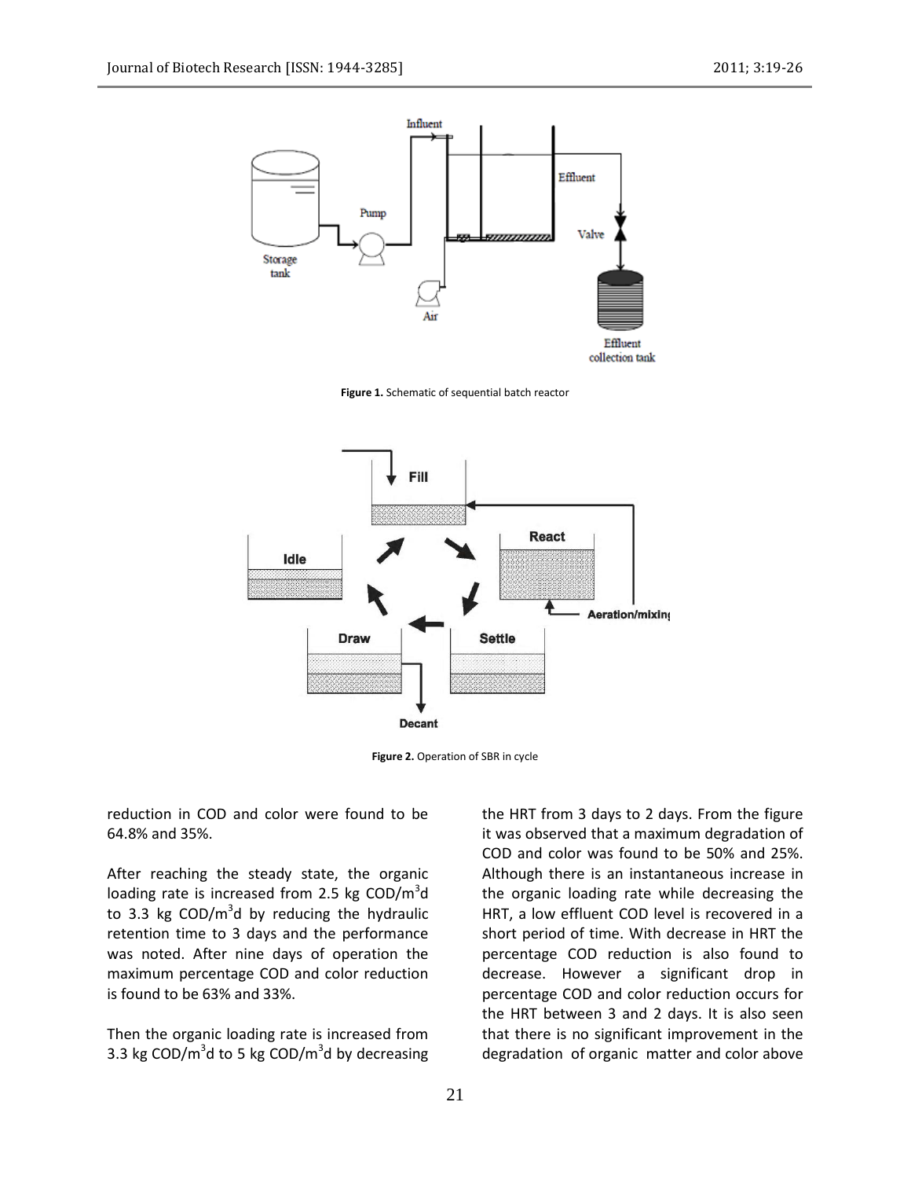Figure 1. Schematic of sequential batch reactor

Figure 2. Operation of SBR in cycle

reduction in COD and color were found to be 64.8% and 35%.

After reaching the steady state, the organic loading rate is increased from 2.5 kg COD/$m^3$d to 3.3 kg COD/$m^3$d by reducing the hydraulic retention time to 3 days and the performance was noted. After nine days of operation the maximum percentage COD and color reduction is found to be 63% and 33%.

Then the organic loading rate is increased from 3.3 kg COD/$m^3$d to 5 kg COD/$m^3$d by decreasing the HRT from 3 days to 2 days. From the figure it was observed that a maximum degradation of COD and color was found to be 50% and 25%. Although there is an instantaneous increase in the organic loading rate while decreasing the HRT, a low effluent COD level is recovered in a short period of time. With decrease in HRT the percentage COD reduction is also found to decrease. However a significant drop in percentage COD and color reduction occurs for the HRT between 3 and 2 days. It is also seen that there is no significant improvement in the degradation of organic matter and color above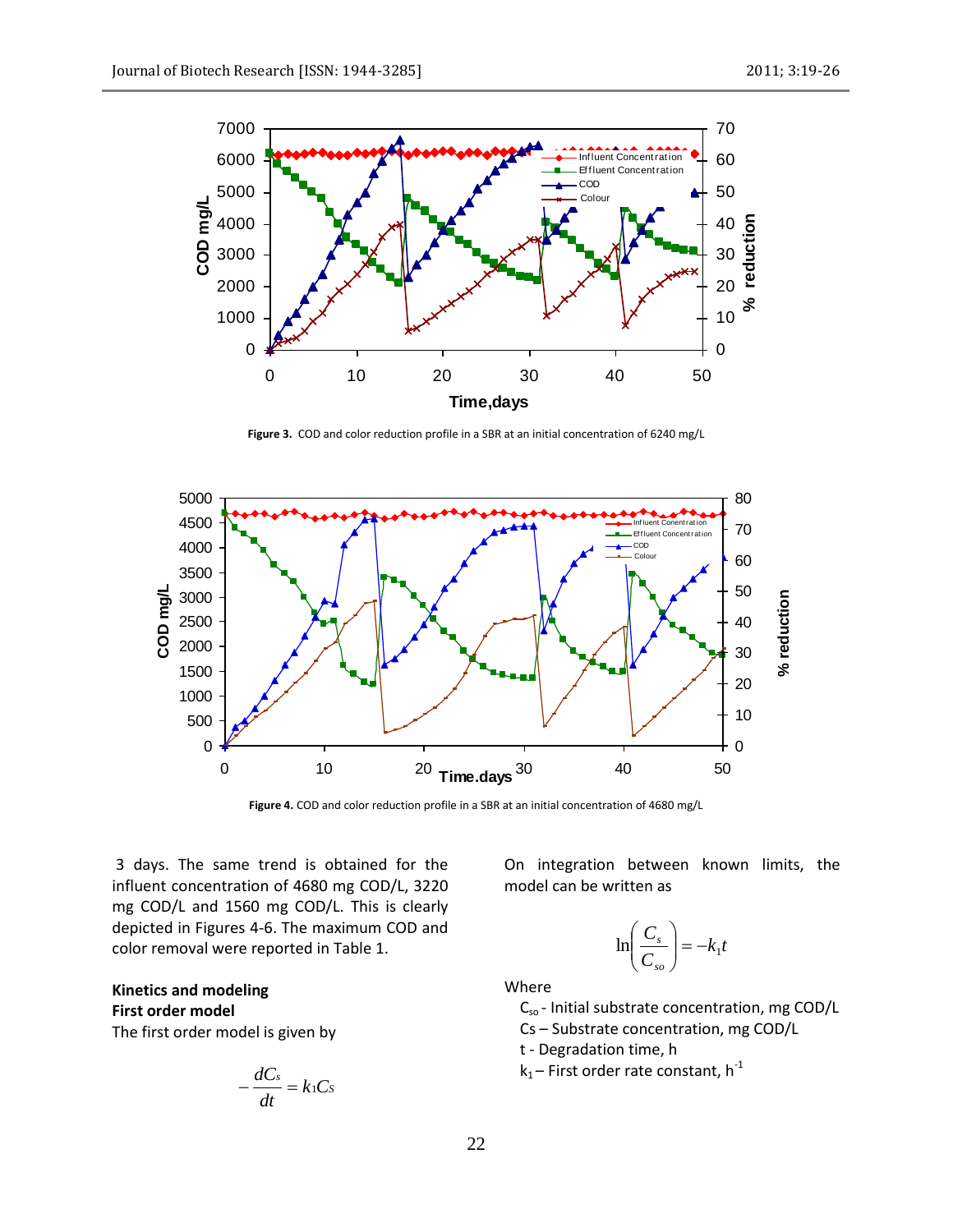Figure 3. COD and color reduction profile in a SBR at an initial concentration of 6240 mg/L

Figure 4. COD and color reduction profile in a SBR at an initial concentration of 4680 mg/L

3 days. The same trend is obtained for the influent concentration of 4680 mg COD/L, 3220 mg COD/L and 1560 mg COD/L. This is clearly depicted in Figures 4-6. The maximum COD and color removal were reported in Table 1.

## Kinetics and modeling

### First order model

The first order model is given by

$$-\frac{dC_s}{dt} = k_1 C_s$$

On integration between known limits, the model can be written as

$$\ln\left(\frac{C_s}{C_{so}}\right) = -k_1 t$$

Where

- $C_{so}$ - Initial substrate concentration, mg COD/L
- $C_s$ – Substrate concentration, mg COD/L
- t - Degradation time, h
- $k_1$ – First order rate constant, $h^{-1}$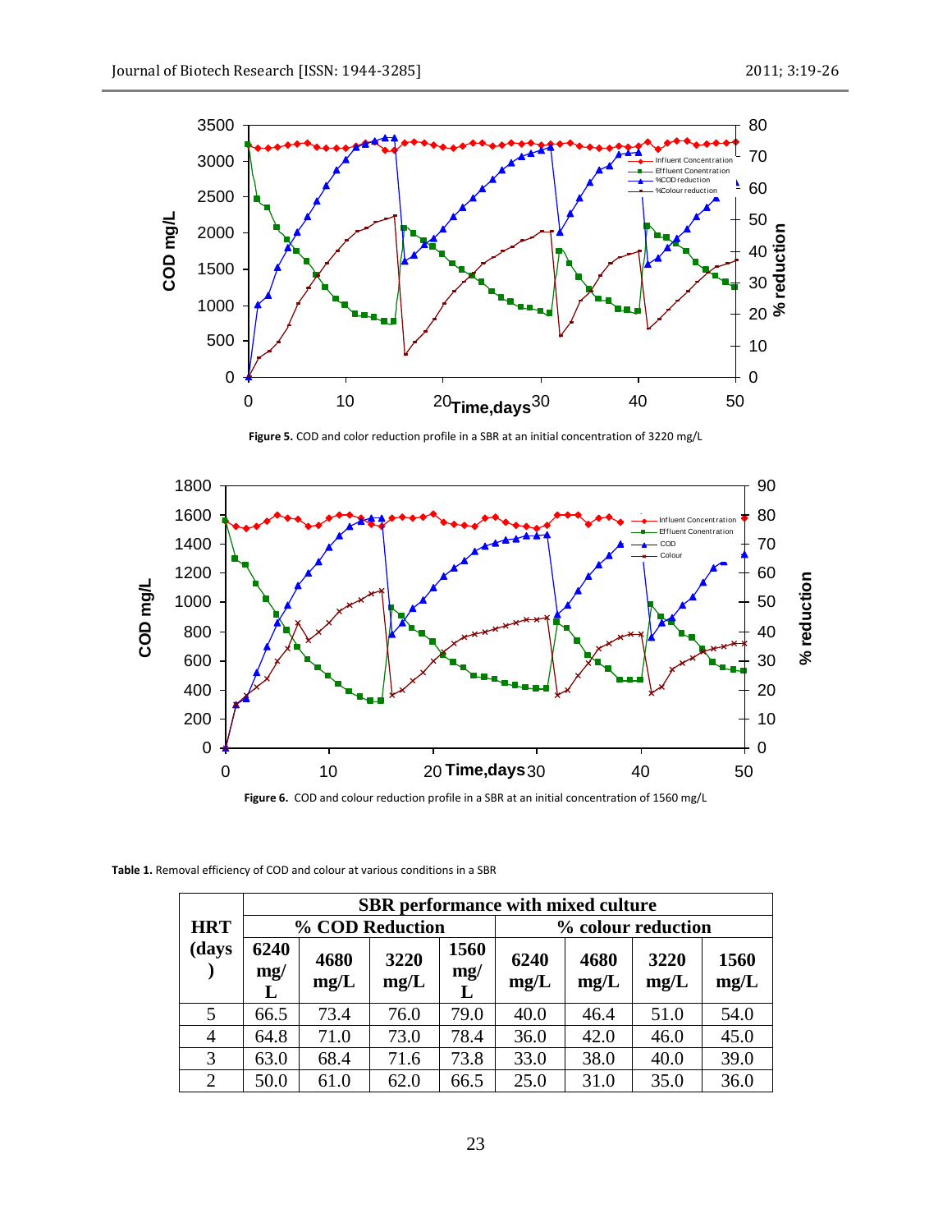Figure 5. COD and color reduction profile in a SBR at an initial concentration of 3220 mg/L

Figure 6. COD and colour reduction profile in a SBR at an initial concentration of 1560 mg/L

Table 1. Removal efficiency of COD and colour at various conditions in a SBR

| HRT (days) | SBR performance with mixed culture | | | | | | | |
|---|---|---|---|---|---|---|---|---|
| | % COD Reduction | | | | % colour reduction | | | |
| | 6240 mg/L | 4680 mg/L | 3220 mg/L | 1560 mg/L | 6240 mg/L | 4680 mg/L | 3220 mg/L | 1560 mg/L |
| 5 | 66.5 | 73.4 | 76.0 | 79.0 | 40.0 | 46.4 | 51.0 | 54.0 |
| 4 | 64.8 | 71.0 | 73.0 | 78.4 | 36.0 | 42.0 | 46.0 | 45.0 |
| 3 | 63.0 | 68.4 | 71.6 | 73.8 | 33.0 | 38.0 | 40.0 | 39.0 |
| 2 | 50.0 | 61.0 | 62.0 | 66.5 | 25.0 | 31.0 | 35.0 | 36.0 |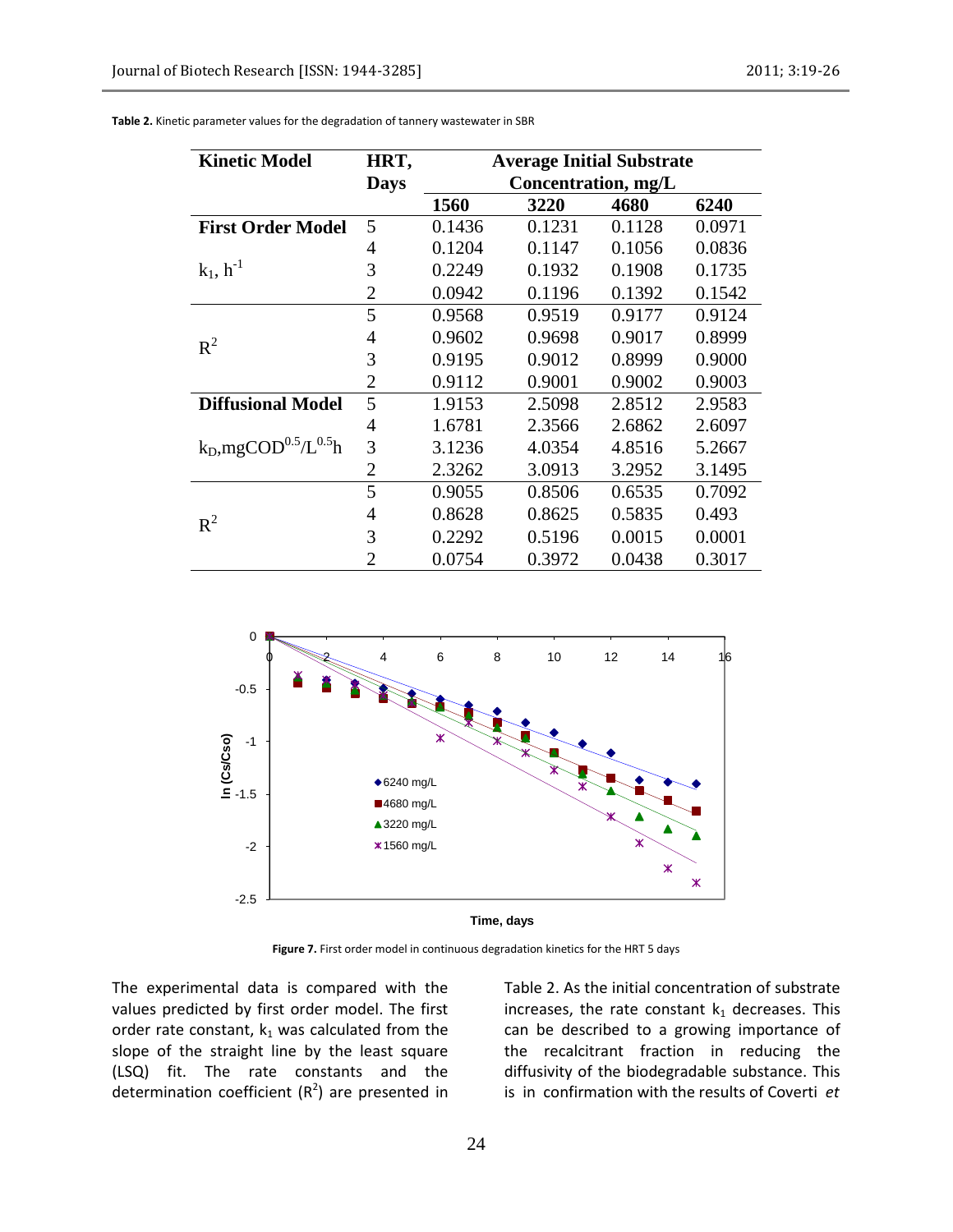**Table 2.** Kinetic parameter values for the degradation of tannery wastewater in SBR

| Kinetic Model | HRT, Days | Average Initial Substrate Concentration, mg/L | | | |
|---|---|---|---|---|---|
| | | 1560 | 3220 | 4680 | 6240 |
| **First Order Model** | 5 | 0.1436 | 0.1231 | 0.1128 | 0.0971 |
| | 4 | 0.1204 | 0.1147 | 0.1056 | 0.0836 |
| $k_1$, $h^{-1}$ | 3 | 0.2249 | 0.1932 | 0.1908 | 0.1735 |
| | 2 | 0.0942 | 0.1196 | 0.1392 | 0.1542 |
| $R^2$ | 5 | 0.9568 | 0.9519 | 0.9177 | 0.9124 |
| | 4 | 0.9602 | 0.9698 | 0.9017 | 0.8999 |
| | 3 | 0.9195 | 0.9012 | 0.8999 | 0.9000 |
| | 2 | 0.9112 | 0.9001 | 0.9002 | 0.9003 |
| **Diffusional Model** | 5 | 1.9153 | 2.5098 | 2.8512 | 2.9583 |
| | 4 | 1.6781 | 2.3566 | 2.6862 | 2.6097 |
| $k_D$,$mgCOD^{0.5}/L^{0.5}h$ | 3 | 3.1236 | 4.0354 | 4.8516 | 5.2667 |
| | 2 | 2.3262 | 3.0913 | 3.2952 | 3.1495 |
| $R^2$ | 5 | 0.9055 | 0.8506 | 0.6535 | 0.7092 |
| | 4 | 0.8628 | 0.8625 | 0.5835 | 0.493 |
| | 3 | 0.2292 | 0.5196 | 0.0015 | 0.0001 |
| | 2 | 0.0754 | 0.3972 | 0.0438 | 0.3017 |

**Figure 7.** First order model in continuous degradation kinetics for the HRT 5 days

The experimental data is compared with the values predicted by first order model. The first order rate constant, $k_1$ was calculated from the slope of the straight line by the least square (LSQ) fit. The rate constants and the determination coefficient ($R^2$) are presented in Table 2. As the initial concentration of substrate increases, the rate constant $k_1$ decreases. This can be described to a growing importance of the recalcitrant fraction in reducing the diffusivity of the biodegradable substance. This is in confirmation with the results of Coverti *et*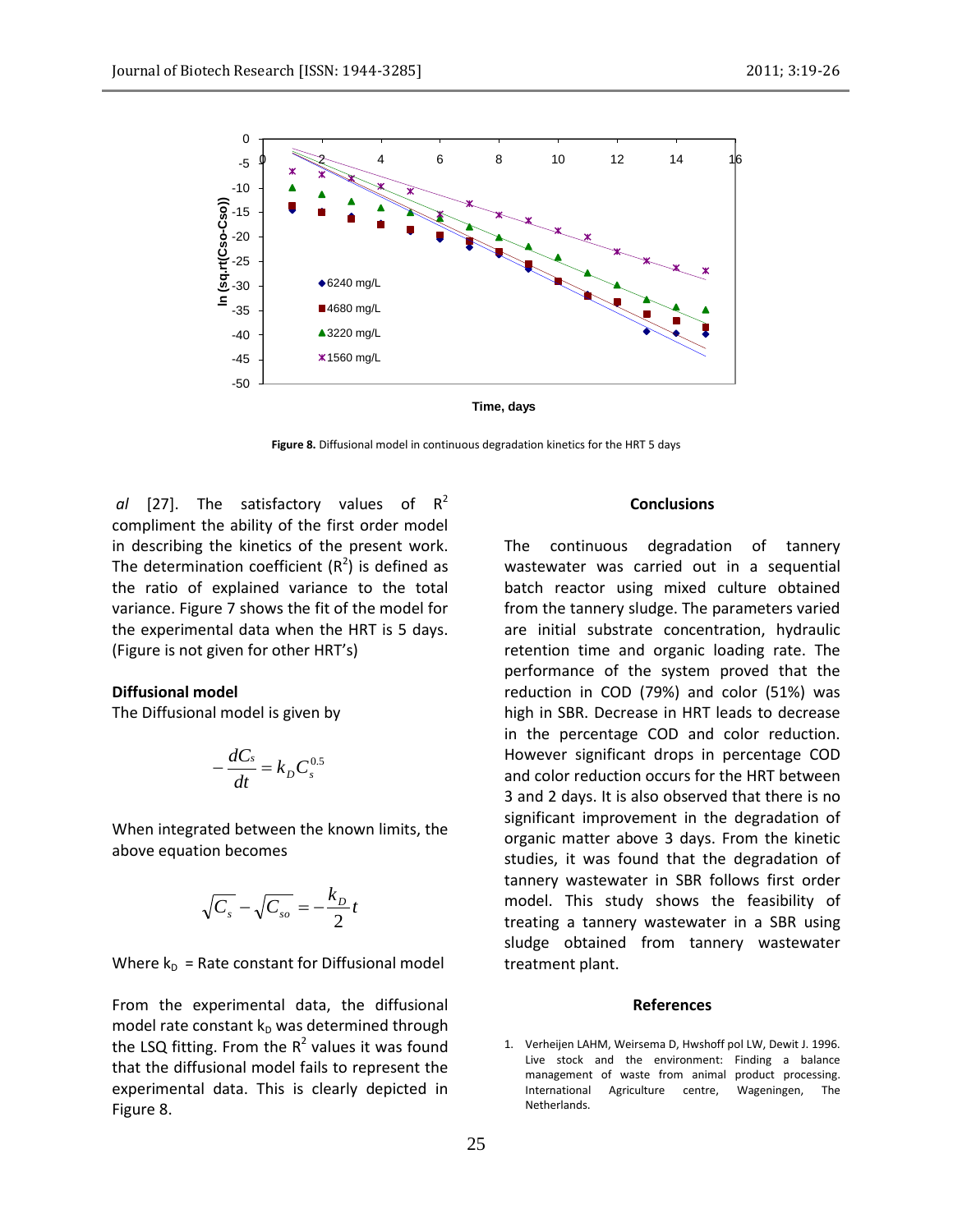Figure 8. Diffusional model in continuous degradation kinetics for the HRT 5 days

*al* [27]. The satisfactory values of $R^2$ compliment the ability of the first order model in describing the kinetics of the present work. The determination coefficient ($R^2$) is defined as the ratio of explained variance to the total variance. Figure 7 shows the fit of the model for the experimental data when the HRT is 5 days. (Figure is not given for other HRT's)

**Diffusional model**

The Diffusional model is given by

$$-\frac{dC_s}{dt} = k_D C_s^{0.5}$$

When integrated between the known limits, the above equation becomes

$$\sqrt{C_s} - \sqrt{C_{so}} = -\frac{k_D}{2}t$$

Where $k_D$ = Rate constant for Diffusional model

From the experimental data, the diffusional model rate constant $k_D$ was determined through the LSQ fitting. From the $R^2$ values it was found that the diffusional model fails to represent the experimental data. This is clearly depicted in Figure 8.

## Conclusions

The continuous degradation of tannery wastewater was carried out in a sequential batch reactor using mixed culture obtained from the tannery sludge. The parameters varied are initial substrate concentration, hydraulic retention time and organic loading rate. The performance of the system proved that the reduction in COD (79%) and color (51%) was high in SBR. Decrease in HRT leads to decrease in the percentage COD and color reduction. However significant drops in percentage COD and color reduction occurs for the HRT between 3 and 2 days. It is also observed that there is no significant improvement in the degradation of organic matter above 3 days. From the kinetic studies, it was found that the degradation of tannery wastewater in SBR follows first order model. This study shows the feasibility of treating a tannery wastewater in a SBR using sludge obtained from tannery wastewater treatment plant.

## References

1. Verheijen LAHM, Weirsema D, Hwshoff pol LW, Dewit J. 1996. Live stock and the environment: Finding a balance management of waste from animal product processing. International Agriculture centre, Wageningen, The Netherlands.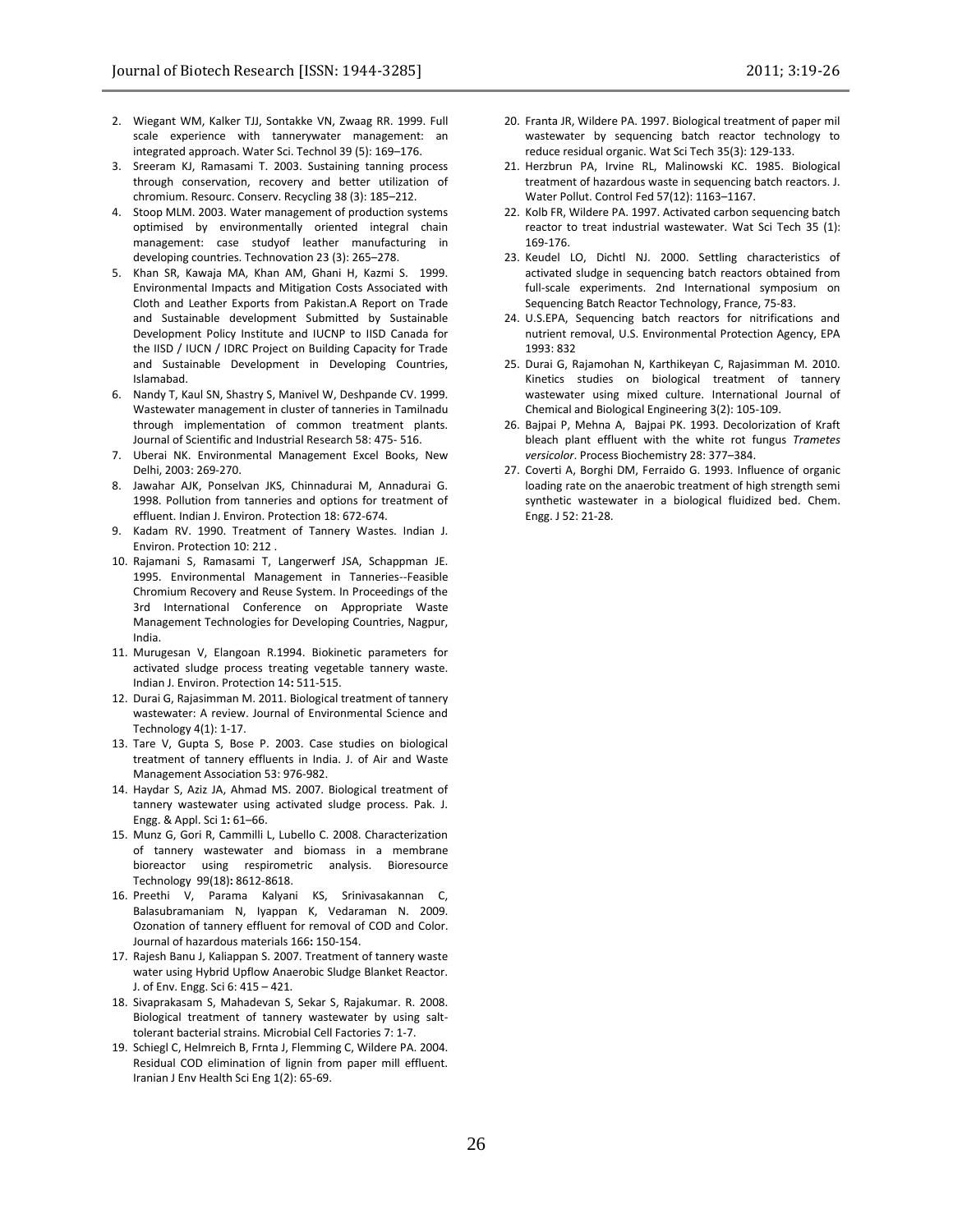2. Wiegant WM, Kalker TJJ, Sontakke VN, Zwaag RR. 1999. Full scale experience with tannerywater management: an integrated approach. Water Sci. Technol 39 (5): 169–176.
3. Sreeram KJ, Ramasami T. 2003. Sustaining tanning process through conservation, recovery and better utilization of chromium. Resourc. Conserv. Recycling 38 (3): 185–212.
4. Stoop MLM. 2003. Water management of production systems optimised by environmentally oriented integral chain management: case studyof leather manufacturing in developing countries. Technovation 23 (3): 265–278.
5. Khan SR, Kawaja MA, Khan AM, Ghani H, Kazmi S. 1999. Environmental Impacts and Mitigation Costs Associated with Cloth and Leather Exports from Pakistan.A Report on Trade and Sustainable development Submitted by Sustainable Development Policy Institute and IUCNP to IISD Canada for the IISD / IUCN / IDRC Project on Building Capacity for Trade and Sustainable Development in Developing Countries, Islamabad.
6. Nandy T, Kaul SN, Shastry S, Manivel W, Deshpande CV. 1999. Wastewater management in cluster of tanneries in Tamilnadu through implementation of common treatment plants. Journal of Scientific and Industrial Research 58: 475- 516.
7. Uberai NK. Environmental Management Excel Books, New Delhi, 2003: 269-270.
8. Jawahar AJK, Ponselvan JKS, Chinnadurai M, Annadurai G. 1998. Pollution from tanneries and options for treatment of effluent. Indian J. Environ. Protection 18: 672-674.
9. Kadam RV. 1990. Treatment of Tannery Wastes. Indian J. Environ. Protection 10: 212 .
10. Rajamani S, Ramasami T, Langerwerf JSA, Schappman JE. 1995. Environmental Management in Tanneries--Feasible Chromium Recovery and Reuse System. In Proceedings of the 3rd International Conference on Appropriate Waste Management Technologies for Developing Countries, Nagpur, India.
11. Murugesan V, Elangoan R.1994. Biokinetic parameters for activated sludge process treating vegetable tannery waste. Indian J. Environ. Protection 14**:** 511-515.
12. Durai G, Rajasimman M. 2011. Biological treatment of tannery wastewater: A review. Journal of Environmental Science and Technology 4(1): 1-17.
13. Tare V, Gupta S, Bose P. 2003. Case studies on biological treatment of tannery effluents in India. J. of Air and Waste Management Association 53: 976-982.
14. Haydar S, Aziz JA, Ahmad MS. 2007. Biological treatment of tannery wastewater using activated sludge process. Pak. J. Engg. & Appl. Sci 1**:** 61–66.
15. Munz G, Gori R, Cammilli L, Lubello C. 2008. Characterization of tannery wastewater and biomass in a membrane bioreactor using respirometric analysis. Bioresource Technology 99(18)**:** 8612-8618.
16. Preethi V, Parama Kalyani KS, Srinivasakannan C, Balasubramaniam N, Iyappan K, Vedaraman N. 2009. Ozonation of tannery effluent for removal of COD and Color. Journal of hazardous materials 166**:** 150-154.
17. Rajesh Banu J, Kaliappan S. 2007. Treatment of tannery waste water using Hybrid Upflow Anaerobic Sludge Blanket Reactor. J. of Env. Engg. Sci 6: 415 – 421.
18. Sivaprakasam S, Mahadevan S, Sekar S, Rajakumar. R. 2008. Biological treatment of tannery wastewater by using salt-tolerant bacterial strains. Microbial Cell Factories 7: 1-7.
19. Schiegl C, Helmreich B, Frnta J, Flemming C, Wildere PA. 2004. Residual COD elimination of lignin from paper mill effluent. Iranian J Env Health Sci Eng 1(2): 65-69.
20. Franta JR, Wildere PA. 1997. Biological treatment of paper mil wastewater by sequencing batch reactor technology to reduce residual organic. Wat Sci Tech 35(3): 129-133.
21. Herzbrun PA, Irvine RL, Malinowski KC. 1985. Biological treatment of hazardous waste in sequencing batch reactors. J. Water Pollut. Control Fed 57(12): 1163–1167.
22. Kolb FR, Wildere PA. 1997. Activated carbon sequencing batch reactor to treat industrial wastewater. Wat Sci Tech 35 (1): 169-176.
23. Keudel LO, Dichtl NJ. 2000. Settling characteristics of activated sludge in sequencing batch reactors obtained from full-scale experiments. 2nd International symposium on Sequencing Batch Reactor Technology, France, 75-83.
24. U.S.EPA, Sequencing batch reactors for nitrifications and nutrient removal, U.S. Environmental Protection Agency, EPA 1993: 832
25. Durai G, Rajamohan N, Karthikeyan C, Rajasimman M. 2010. Kinetics studies on biological treatment of tannery wastewater using mixed culture. International Journal of Chemical and Biological Engineering 3(2): 105-109.
26. Bajpai P, Mehna A, Bajpai PK. 1993. Decolorization of Kraft bleach plant effluent with the white rot fungus *Trametes versicolor*. Process Biochemistry 28: 377–384.
27. Coverti A, Borghi DM, Ferraido G. 1993. Influence of organic loading rate on the anaerobic treatment of high strength semi synthetic wastewater in a biological fluidized bed. Chem. Engg. J 52: 21-28.